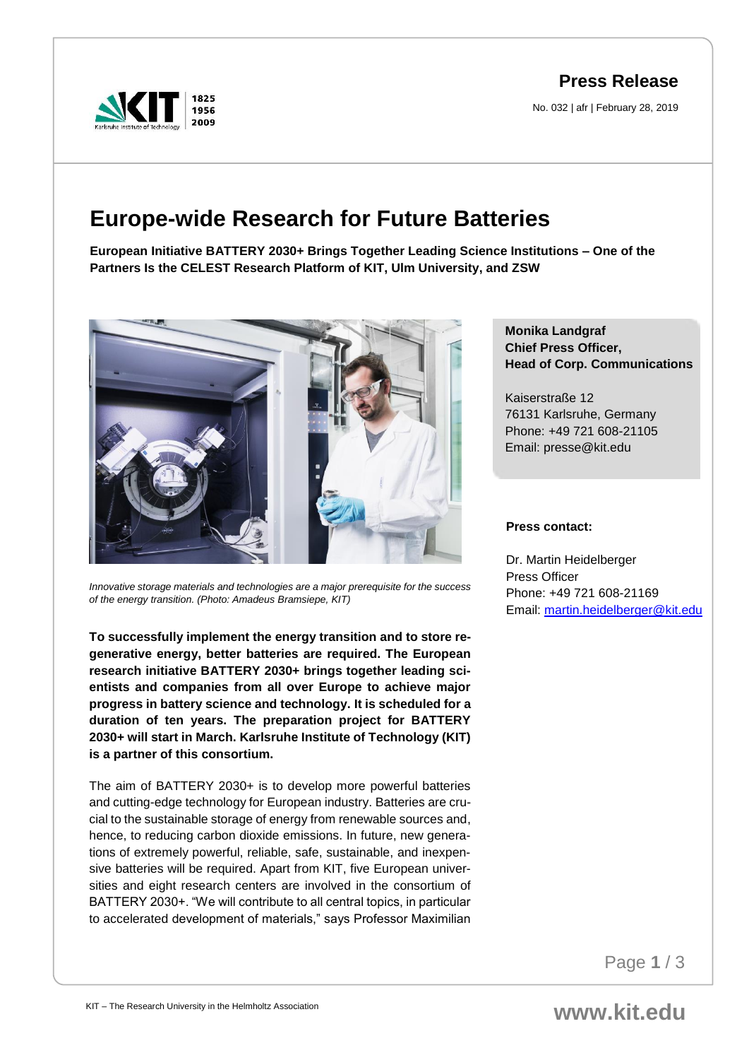**Press Release**

No. 032 | afr | February 28, 2019

# Europe-wide Research for Future Batteries

**European Initiative BATTERY 2030+ Brings Together Leading Science Institutions – One of the Partners Is the CELEST Research Platform of KIT, Ulm University, and ZSW**

*Innovative storage materials and technologies are a major prerequisite for the success of the energy transition. (Photo: Amadeus Bramsiepe, KIT)*

**Monika Landgraf**
**Chief Press Officer,**
**Head of Corp. Communications**

Kaiserstraße 12
76131 Karlsruhe, Germany
Phone: +49 721 608-21105
Email: presse@kit.edu

**Press contact:**

Dr. Martin Heidelberger
Press Officer
Phone: +49 721 608-21169
Email: martin.heidelberger@kit.edu

**To successfully implement the energy transition and to store regenerative energy, better batteries are required. The European research initiative BATTERY 2030+ brings together leading scientists and companies from all over Europe to achieve major progress in battery science and technology. It is scheduled for a duration of ten years. The preparation project for BATTERY 2030+ will start in March. Karlsruhe Institute of Technology (KIT) is a partner of this consortium.**

The aim of BATTERY 2030+ is to develop more powerful batteries and cutting-edge technology for European industry. Batteries are crucial to the sustainable storage of energy from renewable sources and, hence, to reducing carbon dioxide emissions. In future, new generations of extremely powerful, reliable, safe, sustainable, and inexpensive batteries will be required. Apart from KIT, five European universities and eight research centers are involved in the consortium of BATTERY 2030+. "We will contribute to all central topics, in particular to accelerated development of materials," says Professor Maximilian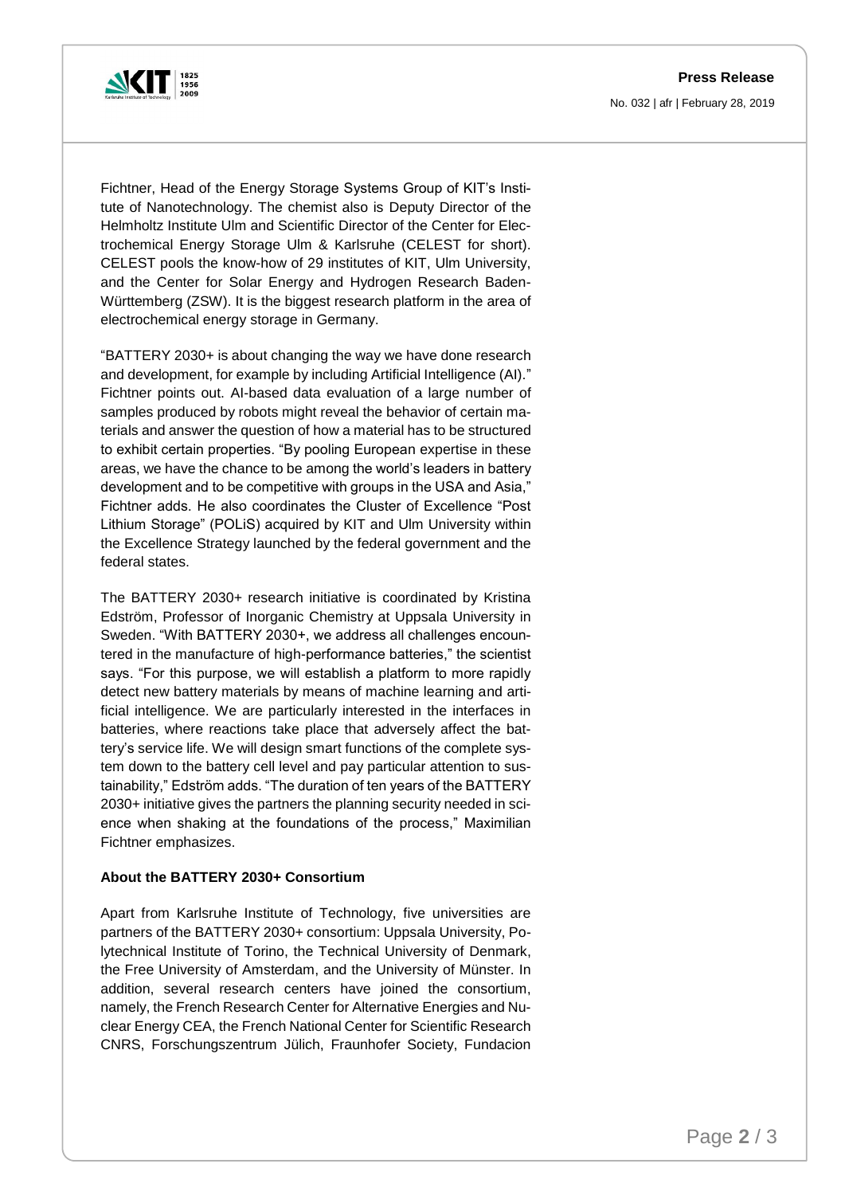Fichtner, Head of the Energy Storage Systems Group of KIT's Institute of Nanotechnology. The chemist also is Deputy Director of the Helmholtz Institute Ulm and Scientific Director of the Center for Electrochemical Energy Storage Ulm & Karlsruhe (CELEST for short). CELEST pools the know-how of 29 institutes of KIT, Ulm University, and the Center for Solar Energy and Hydrogen Research Baden-Württemberg (ZSW). It is the biggest research platform in the area of electrochemical energy storage in Germany.

"BATTERY 2030+ is about changing the way we have done research and development, for example by including Artificial Intelligence (AI)." Fichtner points out. AI-based data evaluation of a large number of samples produced by robots might reveal the behavior of certain materials and answer the question of how a material has to be structured to exhibit certain properties. "By pooling European expertise in these areas, we have the chance to be among the world's leaders in battery development and to be competitive with groups in the USA and Asia," Fichtner adds. He also coordinates the Cluster of Excellence "Post Lithium Storage" (POLiS) acquired by KIT and Ulm University within the Excellence Strategy launched by the federal government and the federal states.

The BATTERY 2030+ research initiative is coordinated by Kristina Edström, Professor of Inorganic Chemistry at Uppsala University in Sweden. "With BATTERY 2030+, we address all challenges encountered in the manufacture of high-performance batteries," the scientist says. "For this purpose, we will establish a platform to more rapidly detect new battery materials by means of machine learning and artificial intelligence. We are particularly interested in the interfaces in batteries, where reactions take place that adversely affect the battery's service life. We will design smart functions of the complete system down to the battery cell level and pay particular attention to sustainability," Edström adds. "The duration of ten years of the BATTERY 2030+ initiative gives the partners the planning security needed in science when shaking at the foundations of the process," Maximilian Fichtner emphasizes.

**About the BATTERY 2030+ Consortium**

Apart from Karlsruhe Institute of Technology, five universities are partners of the BATTERY 2030+ consortium: Uppsala University, Polytechnical Institute of Torino, the Technical University of Denmark, the Free University of Amsterdam, and the University of Münster. In addition, several research centers have joined the consortium, namely, the French Research Center for Alternative Energies and Nuclear Energy CEA, the French National Center for Scientific Research CNRS, Forschungszentrum Jülich, Fraunhofer Society, Fundacion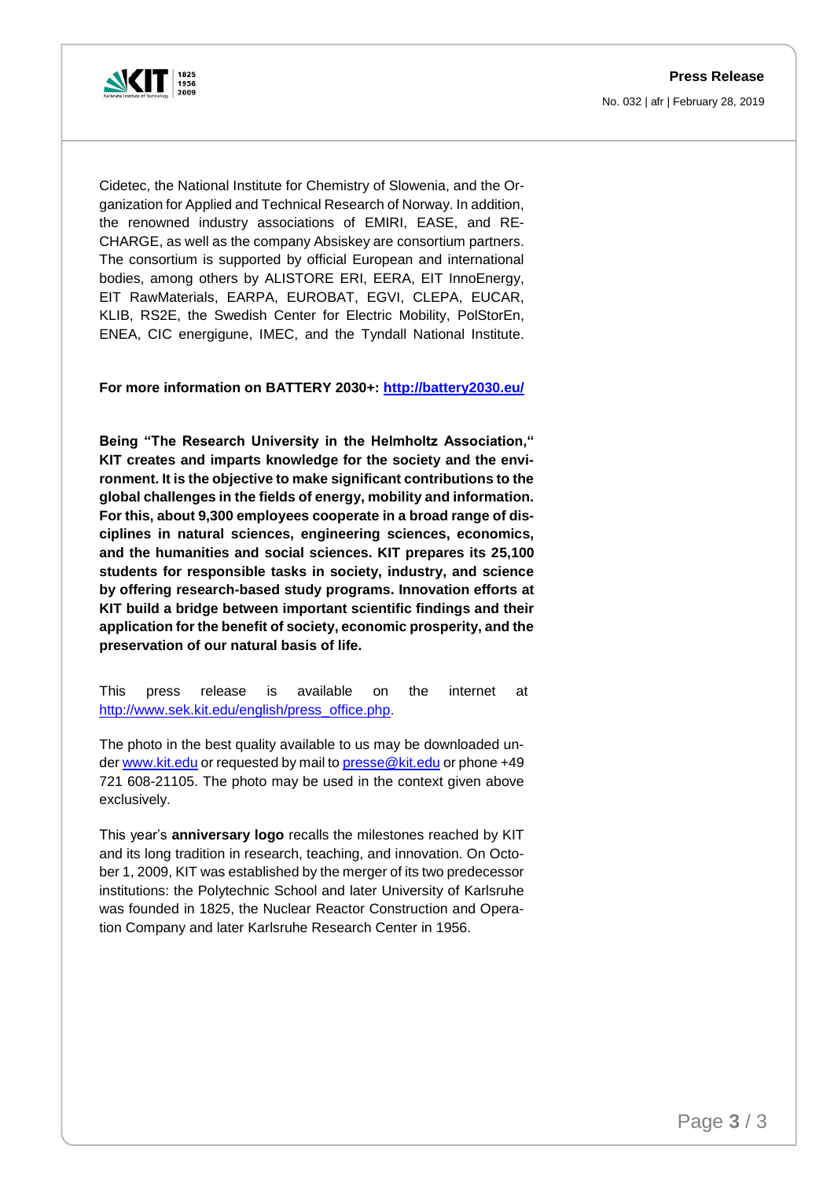Cidetec, the National Institute for Chemistry of Slowenia, and the Organization for Applied and Technical Research of Norway. In addition, the renowned industry associations of EMIRI, EASE, and RECHARGE, as well as the company Absiskey are consortium partners. The consortium is supported by official European and international bodies, among others by ALISTORE ERI, EERA, EIT InnoEnergy, EIT RawMaterials, EARPA, EUROBAT, EGVI, CLEPA, EUCAR, KLIB, RS2E, the Swedish Center for Electric Mobility, PolStorEn, ENEA, CIC energigune, IMEC, and the Tyndall National Institute.

**For more information on BATTERY 2030+: [http://battery2030.eu/](http://battery2030.eu/)**

**Being "The Research University in the Helmholtz Association," KIT creates and imparts knowledge for the society and the environment. It is the objective to make significant contributions to the global challenges in the fields of energy, mobility and information. For this, about 9,300 employees cooperate in a broad range of disciplines in natural sciences, engineering sciences, economics, and the humanities and social sciences. KIT prepares its 25,100 students for responsible tasks in society, industry, and science by offering research-based study programs. Innovation efforts at KIT build a bridge between important scientific findings and their application for the benefit of society, economic prosperity, and the preservation of our natural basis of life.**

This press release is available on the internet at [http://www.sek.kit.edu/english/press_office.php](http://www.sek.kit.edu/english/press_office.php).

The photo in the best quality available to us may be downloaded under [www.kit.edu](www.kit.edu) or requested by mail to [presse@kit.edu](mailto:presse@kit.edu) or phone +49 721 608-21105. The photo may be used in the context given above exclusively.

This year's **anniversary logo** recalls the milestones reached by KIT and its long tradition in research, teaching, and innovation. On October 1, 2009, KIT was established by the merger of its two predecessor institutions: the Polytechnic School and later University of Karlsruhe was founded in 1825, the Nuclear Reactor Construction and Operation Company and later Karlsruhe Research Center in 1956.